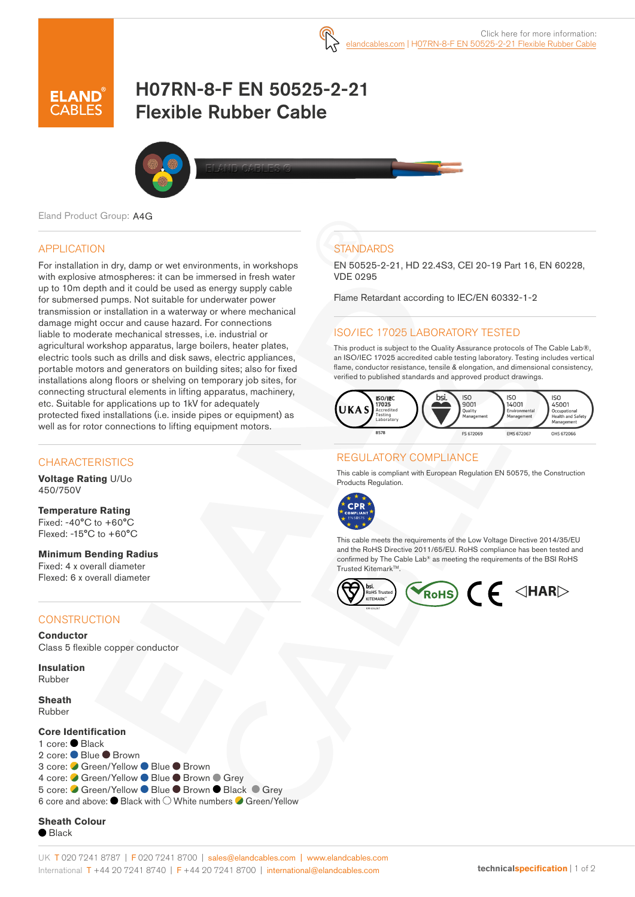Click here for more information: elandcables.com | H07RN-8-F EN 50525-2-21 Flexible Rubber Cable

# H07RN-8-F EN 50525-2-21 Flexible Rubber Cable

Eland Product Group: A4G

## APPLICATION

For installation in dry, damp or wet environments, in workshops with explosive atmospheres: it can be immersed in fresh water up to 10m depth and it could be used as energy supply cable for submersed pumps. Not suitable for underwater power transmission or installation in a waterway or where mechanical damage might occur and cause hazard. For connections liable to moderate mechanical stresses, i.e. industrial or agricultural workshop apparatus, large boilers, heater plates, electric tools such as drills and disk saws, electric appliances, portable motors and generators on building sites; also for fixed installations along floors or shelving on temporary job sites, for connecting structural elements in lifting apparatus, machinery, etc. Suitable for applications up to 1kV for adequately protected fixed installations (i.e. inside pipes or equipment) as well as for rotor connections to lifting equipment motors.

## CHARACTERISTICS

**Voltage Rating** U/Uo
450/750V

**Temperature Rating**
Fixed: -40°C to +60°C
Flexed: -15°C to +60°C

**Minimum Bending Radius**
Fixed: 4 x overall diameter
Flexed: 6 x overall diameter

## CONSTRUCTION

**Conductor**
Class 5 flexible copper conductor

**Insulation**
Rubber

**Sheath**
Rubber

**Core Identification**
1 core: Black
2 core: Blue Brown
3 core: Green/Yellow Blue Brown
4 core: Green/Yellow Blue Brown Grey
5 core: Green/Yellow Blue Brown Black Grey
6 core and above: Black with White numbers Green/Yellow

**Sheath Colour**
Black

## STANDARDS

EN 50525-2-21, HD 22.4S3, CEI 20-19 Part 16, EN 60228, VDE 0295

Flame Retardant according to IEC/EN 60332-1-2

## ISO/IEC 17025 LABORATORY TESTED

This product is subject to the Quality Assurance protocols of The Cable Lab®, an ISO/IEC 17025 accredited cable testing laboratory. Testing includes vertical flame, conductor resistance, tensile & elongation, and dimensional consistency, verified to published standards and approved product drawings.

UKAS ISO/IEC 17025 Accredited Testing Laboratory 8578 | ISO 9001 Quality Management FS 672069 | ISO 14001 Environmental Management EMS 672067 | ISO 45001 Occupational Health and Safety Management OHS 672066

## REGULATORY COMPLIANCE

This cable is compliant with European Regulation EN 50575, the Construction Products Regulation.

This cable meets the requirements of the Low Voltage Directive 2014/35/EU and the RoHS Directive 2011/65/EU. RoHS compliance has been tested and confirmed by The Cable Lab® as meeting the requirements of the BSI RoHS Trusted Kitemark™.

UK T 020 7241 8787 | F 020 7241 8700 | sales@elandcables.com | www.elandcables.com
International T +44 20 7241 8740 | F +44 20 7241 8700 | international@elandcables.com

technicalspecification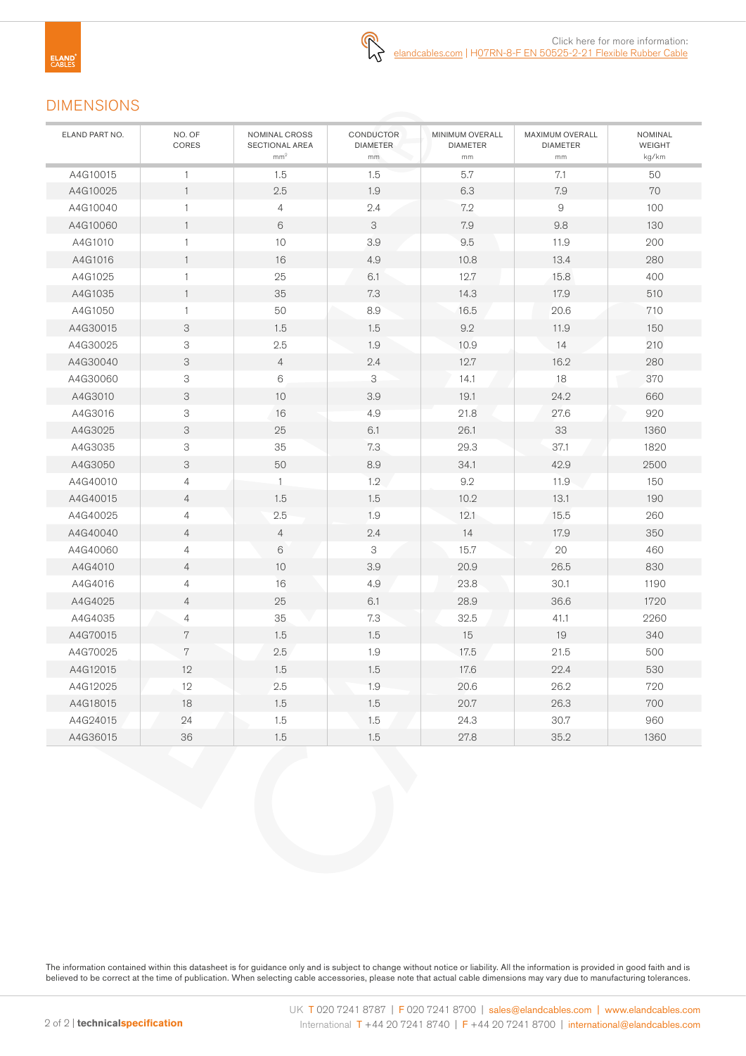Click here for more information: elandcables.com | H07RN-8-F EN 50525-2-21 Flexible Rubber Cable

## DIMENSIONS

| ELAND PART NO. | NO. OF CORES | NOMINAL CROSS SECTIONAL AREA mm² | CONDUCTOR DIAMETER mm | MINIMUM OVERALL DIAMETER mm | MAXIMUM OVERALL DIAMETER mm | NOMINAL WEIGHT kg/km |
|---|---|---|---|---|---|---|
| A4G10015 | 1 | 1.5 | 1.5 | 5.7 | 7.1 | 50 |
| A4G10025 | 1 | 2.5 | 1.9 | 6.3 | 7.9 | 70 |
| A4G10040 | 1 | 4 | 2.4 | 7.2 | 9 | 100 |
| A4G10060 | 1 | 6 | 3 | 7.9 | 9.8 | 130 |
| A4G1010 | 1 | 10 | 3.9 | 9.5 | 11.9 | 200 |
| A4G1016 | 1 | 16 | 4.9 | 10.8 | 13.4 | 280 |
| A4G1025 | 1 | 25 | 6.1 | 12.7 | 15.8 | 400 |
| A4G1035 | 1 | 35 | 7.3 | 14.3 | 17.9 | 510 |
| A4G1050 | 1 | 50 | 8.9 | 16.5 | 20.6 | 710 |
| A4G30015 | 3 | 1.5 | 1.5 | 9.2 | 11.9 | 150 |
| A4G30025 | 3 | 2.5 | 1.9 | 10.9 | 14 | 210 |
| A4G30040 | 3 | 4 | 2.4 | 12.7 | 16.2 | 280 |
| A4G30060 | 3 | 6 | 3 | 14.1 | 18 | 370 |
| A4G3010 | 3 | 10 | 3.9 | 19.1 | 24.2 | 660 |
| A4G3016 | 3 | 16 | 4.9 | 21.8 | 27.6 | 920 |
| A4G3025 | 3 | 25 | 6.1 | 26.1 | 33 | 1360 |
| A4G3035 | 3 | 35 | 7.3 | 29.3 | 37.1 | 1820 |
| A4G3050 | 3 | 50 | 8.9 | 34.1 | 42.9 | 2500 |
| A4G40010 | 4 | 1 | 1.2 | 9.2 | 11.9 | 150 |
| A4G40015 | 4 | 1.5 | 1.5 | 10.2 | 13.1 | 190 |
| A4G40025 | 4 | 2.5 | 1.9 | 12.1 | 15.5 | 260 |
| A4G40040 | 4 | 4 | 2.4 | 14 | 17.9 | 350 |
| A4G40060 | 4 | 6 | 3 | 15.7 | 20 | 460 |
| A4G4010 | 4 | 10 | 3.9 | 20.9 | 26.5 | 830 |
| A4G4016 | 4 | 16 | 4.9 | 23.8 | 30.1 | 1190 |
| A4G4025 | 4 | 25 | 6.1 | 28.9 | 36.6 | 1720 |
| A4G4035 | 4 | 35 | 7.3 | 32.5 | 41.1 | 2260 |
| A4G70015 | 7 | 1.5 | 1.5 | 15 | 19 | 340 |
| A4G70025 | 7 | 2.5 | 1.9 | 17.5 | 21.5 | 500 |
| A4G12015 | 12 | 1.5 | 1.5 | 17.6 | 22.4 | 530 |
| A4G12025 | 12 | 2.5 | 1.9 | 20.6 | 26.2 | 720 |
| A4G18015 | 18 | 1.5 | 1.5 | 20.7 | 26.3 | 700 |
| A4G24015 | 24 | 1.5 | 1.5 | 24.3 | 30.7 | 960 |
| A4G36015 | 36 | 1.5 | 1.5 | 27.8 | 35.2 | 1360 |

The information contained within this datasheet is for guidance only and is subject to change without notice or liability. All the information is provided in good faith and is believed to be correct at the time of publication. When selecting cable accessories, please note that actual cable dimensions may vary due to manufacturing tolerances.

UK T 020 7241 8787 | F 020 7241 8700 | sales@elandcables.com | www.elandcables.com
International T +44 20 7241 8740 | F +44 20 7241 8700 | international@elandcables.com